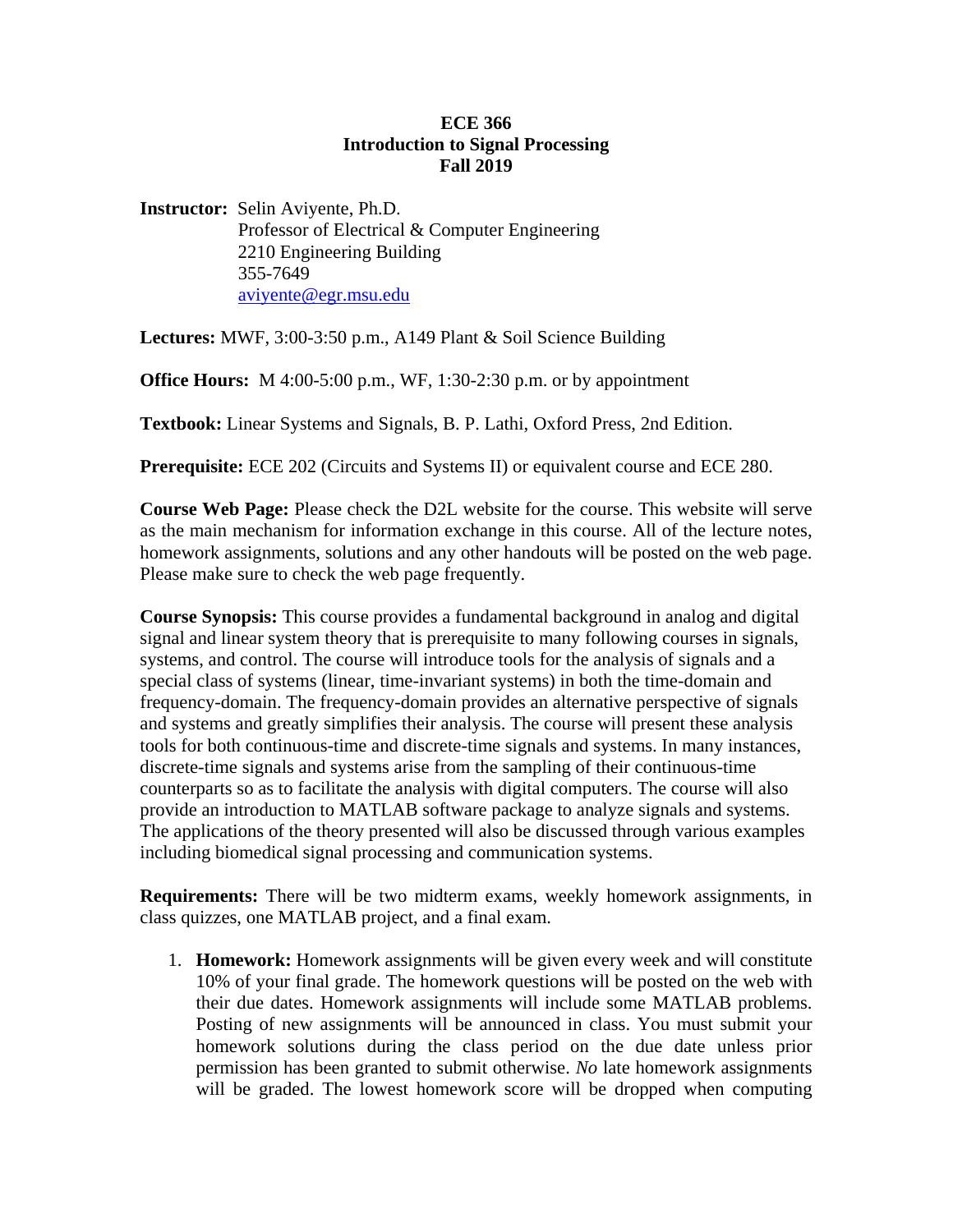# ECE 366
# Introduction to Signal Processing
# Fall 2019

**Instructor:** Selin Aviyente, Ph.D.
Professor of Electrical & Computer Engineering
2210 Engineering Building
355-7649
aviyente@egr.msu.edu

**Lectures:** MWF, 3:00-3:50 p.m., A149 Plant & Soil Science Building

**Office Hours:** M 4:00-5:00 p.m., WF, 1:30-2:30 p.m. or by appointment

**Textbook:** Linear Systems and Signals, B. P. Lathi, Oxford Press, 2nd Edition.

**Prerequisite:** ECE 202 (Circuits and Systems II) or equivalent course and ECE 280.

**Course Web Page:** Please check the D2L website for the course. This website will serve as the main mechanism for information exchange in this course. All of the lecture notes, homework assignments, solutions and any other handouts will be posted on the web page. Please make sure to check the web page frequently.

**Course Synopsis:** This course provides a fundamental background in analog and digital signal and linear system theory that is prerequisite to many following courses in signals, systems, and control. The course will introduce tools for the analysis of signals and a special class of systems (linear, time-invariant systems) in both the time-domain and frequency-domain. The frequency-domain provides an alternative perspective of signals and systems and greatly simplifies their analysis. The course will present these analysis tools for both continuous-time and discrete-time signals and systems. In many instances, discrete-time signals and systems arise from the sampling of their continuous-time counterparts so as to facilitate the analysis with digital computers. The course will also provide an introduction to MATLAB software package to analyze signals and systems. The applications of the theory presented will also be discussed through various examples including biomedical signal processing and communication systems.

**Requirements:** There will be two midterm exams, weekly homework assignments, in class quizzes, one MATLAB project, and a final exam.

1. **Homework:** Homework assignments will be given every week and will constitute 10% of your final grade. The homework questions will be posted on the web with their due dates. Homework assignments will include some MATLAB problems. Posting of new assignments will be announced in class. You must submit your homework solutions during the class period on the due date unless prior permission has been granted to submit otherwise. *No* late homework assignments will be graded. The lowest homework score will be dropped when computing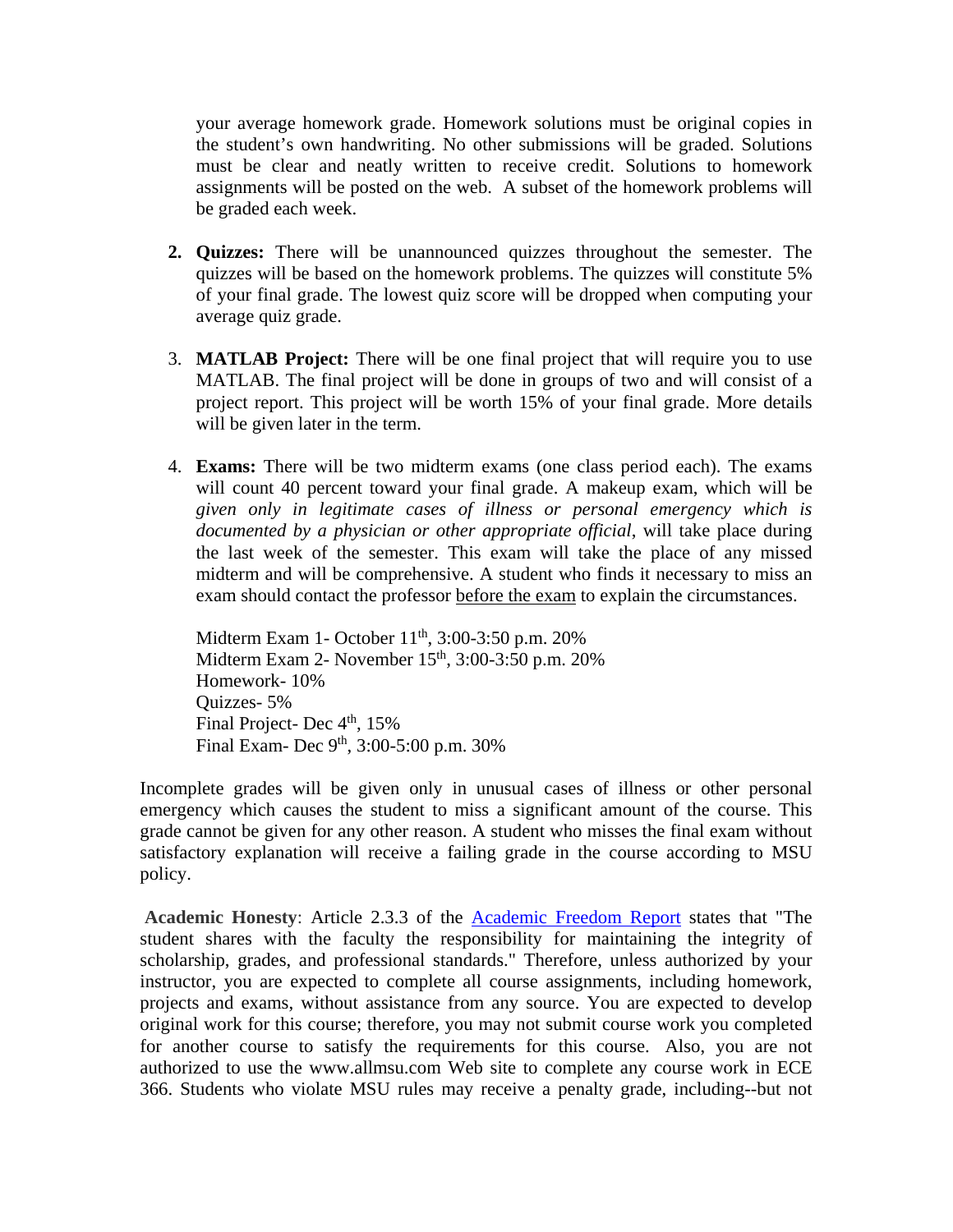your average homework grade. Homework solutions must be original copies in the student's own handwriting. No other submissions will be graded. Solutions must be clear and neatly written to receive credit. Solutions to homework assignments will be posted on the web. A subset of the homework problems will be graded each week.

2. **Quizzes:** There will be unannounced quizzes throughout the semester. The quizzes will be based on the homework problems. The quizzes will constitute 5% of your final grade. The lowest quiz score will be dropped when computing your average quiz grade.

3. **MATLAB Project:** There will be one final project that will require you to use MATLAB. The final project will be done in groups of two and will consist of a project report. This project will be worth 15% of your final grade. More details will be given later in the term.

4. **Exams:** There will be two midterm exams (one class period each). The exams will count 40 percent toward your final grade. A makeup exam, which will be *given only in legitimate cases of illness or personal emergency which is documented by a physician or other appropriate official*, will take place during the last week of the semester. This exam will take the place of any missed midterm and will be comprehensive. A student who finds it necessary to miss an exam should contact the professor before the exam to explain the circumstances.

   Midterm Exam 1- October 11th, 3:00-3:50 p.m. 20%
   Midterm Exam 2- November 15th, 3:00-3:50 p.m. 20%
   Homework- 10%
   Quizzes- 5%
   Final Project- Dec 4th, 15%
   Final Exam- Dec 9th, 3:00-5:00 p.m. 30%

Incomplete grades will be given only in unusual cases of illness or other personal emergency which causes the student to miss a significant amount of the course. This grade cannot be given for any other reason. A student who misses the final exam without satisfactory explanation will receive a failing grade in the course according to MSU policy.

**Academic Honesty**: Article 2.3.3 of the Academic Freedom Report states that "The student shares with the faculty the responsibility for maintaining the integrity of scholarship, grades, and professional standards." Therefore, unless authorized by your instructor, you are expected to complete all course assignments, including homework, projects and exams, without assistance from any source. You are expected to develop original work for this course; therefore, you may not submit course work you completed for another course to satisfy the requirements for this course. Also, you are not authorized to use the www.allmsu.com Web site to complete any course work in ECE 366. Students who violate MSU rules may receive a penalty grade, including--but not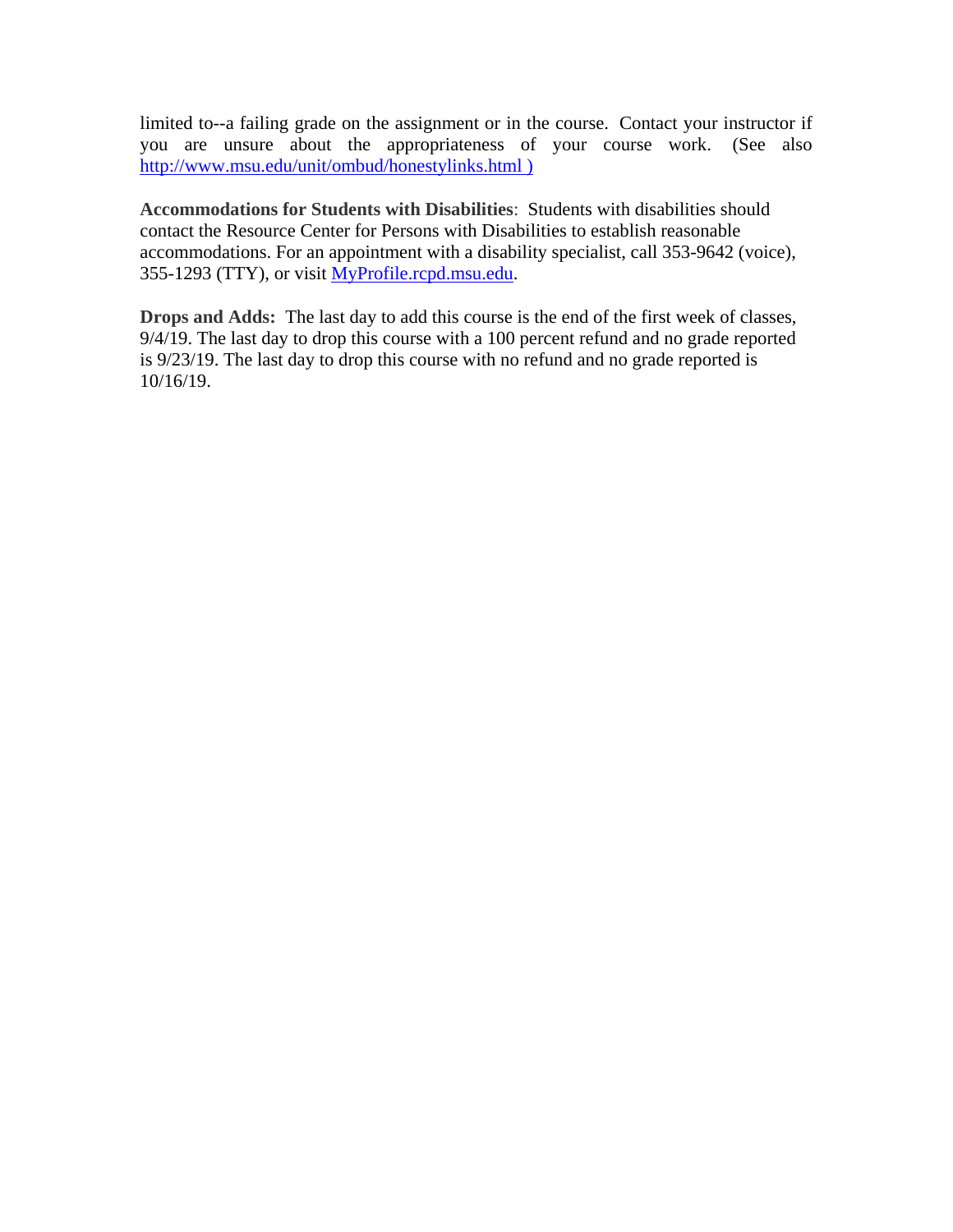limited to--a failing grade on the assignment or in the course. Contact your instructor if you are unsure about the appropriateness of your course work. (See also http://www.msu.edu/unit/ombud/honestylinks.html )

**Accommodations for Students with Disabilities**: Students with disabilities should contact the Resource Center for Persons with Disabilities to establish reasonable accommodations. For an appointment with a disability specialist, call 353-9642 (voice), 355-1293 (TTY), or visit MyProfile.rcpd.msu.edu.

**Drops and Adds:** The last day to add this course is the end of the first week of classes, 9/4/19. The last day to drop this course with a 100 percent refund and no grade reported is 9/23/19. The last day to drop this course with no refund and no grade reported is 10/16/19.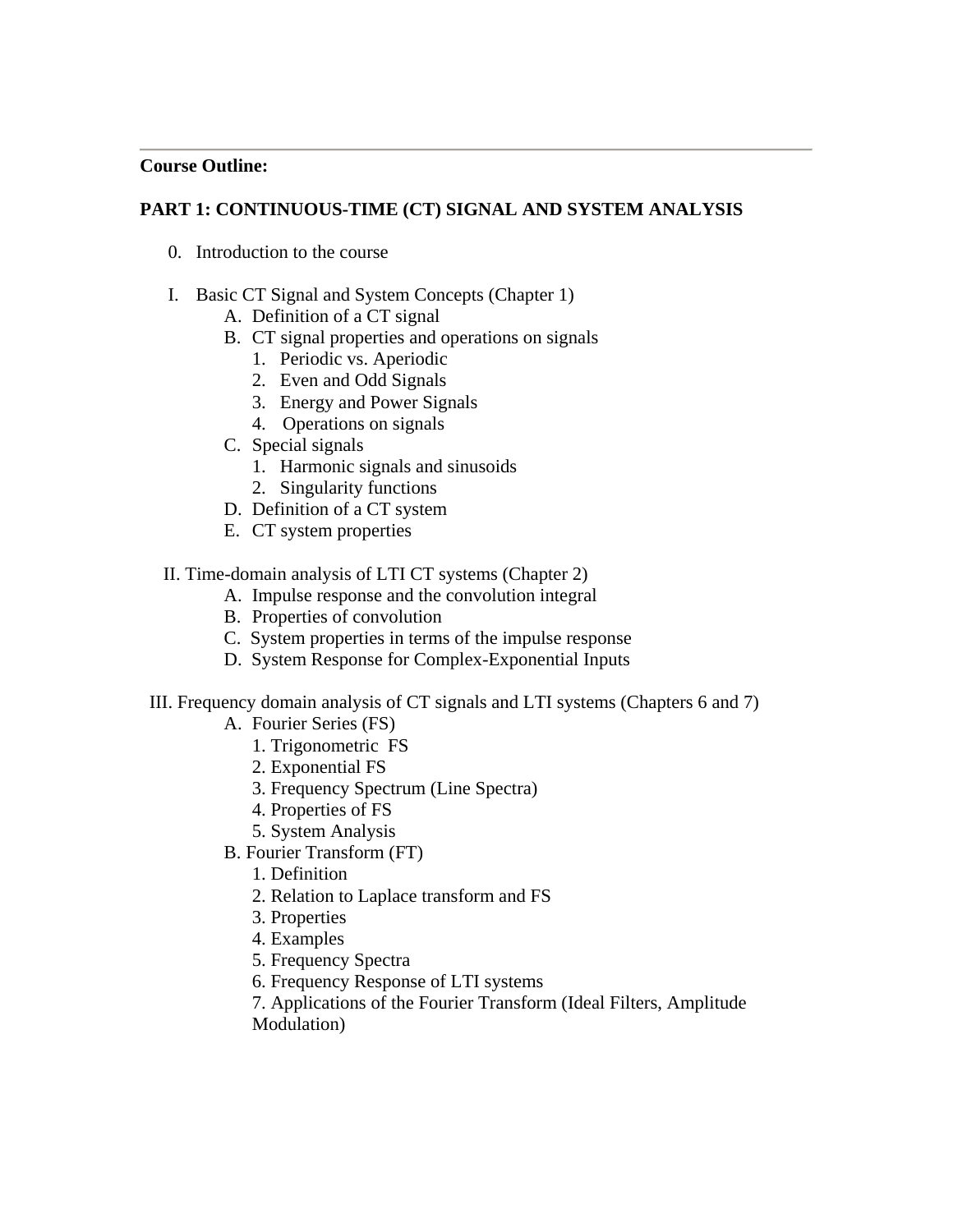**Course Outline:**

**PART 1: CONTINUOUS-TIME (CT) SIGNAL AND SYSTEM ANALYSIS**

0. Introduction to the course

I. Basic CT Signal and System Concepts (Chapter 1)
   - A. Definition of a CT signal
   - B. CT signal properties and operations on signals
     1. Periodic vs. Aperiodic
     2. Even and Odd Signals
     3. Energy and Power Signals
     4. Operations on signals
   - C. Special signals
     1. Harmonic signals and sinusoids
     2. Singularity functions
   - D. Definition of a CT system
   - E. CT system properties

II. Time-domain analysis of LTI CT systems (Chapter 2)
   - A. Impulse response and the convolution integral
   - B. Properties of convolution
   - C. System properties in terms of the impulse response
   - D. System Response for Complex-Exponential Inputs

III. Frequency domain analysis of CT signals and LTI systems (Chapters 6 and 7)
   - A. Fourier Series (FS)
     1. Trigonometric FS
     2. Exponential FS
     3. Frequency Spectrum (Line Spectra)
     4. Properties of FS
     5. System Analysis
   - B. Fourier Transform (FT)
     1. Definition
     2. Relation to Laplace transform and FS
     3. Properties
     4. Examples
     5. Frequency Spectra
     6. Frequency Response of LTI systems
     7. Applications of the Fourier Transform (Ideal Filters, Amplitude Modulation)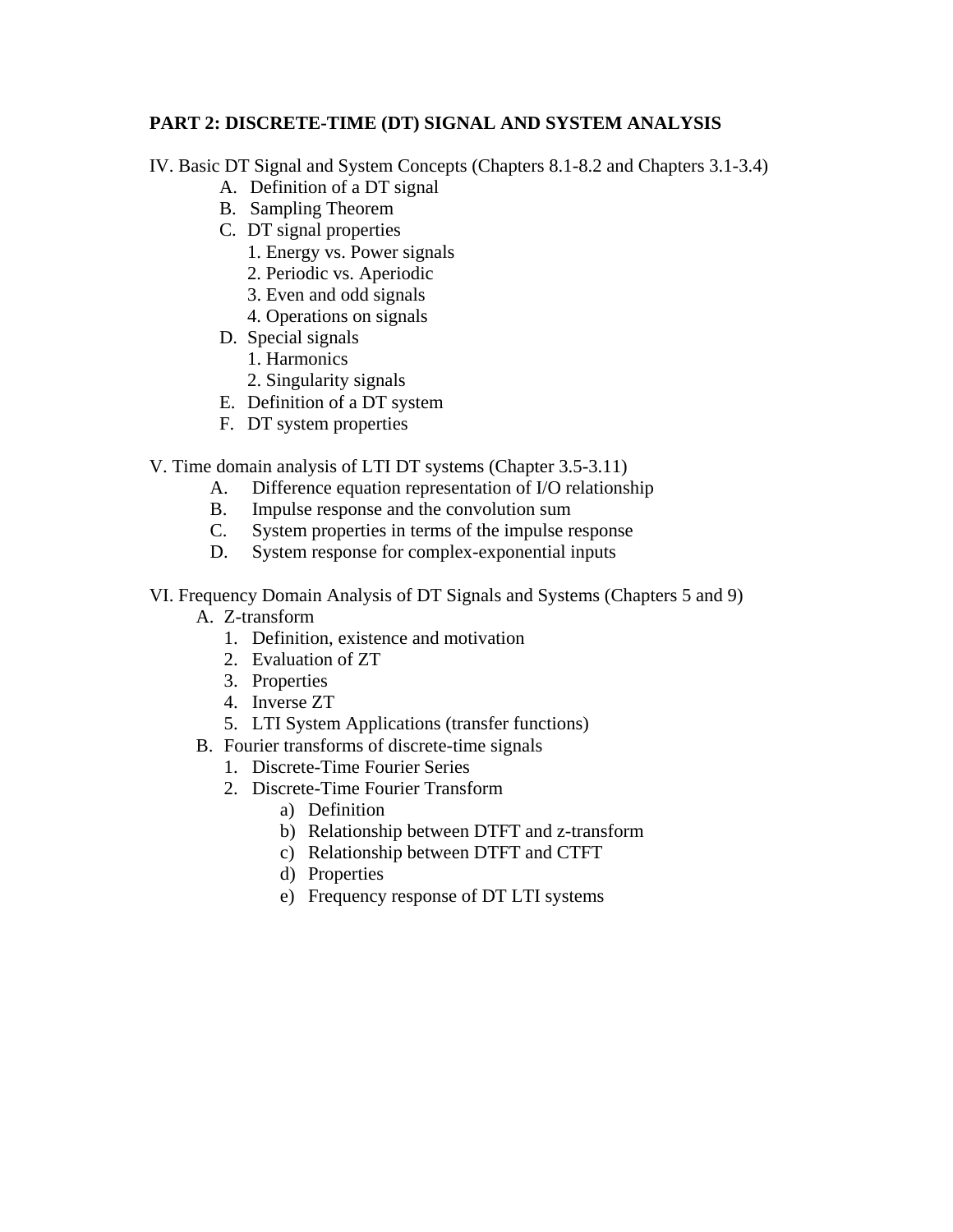**PART 2: DISCRETE-TIME (DT) SIGNAL AND SYSTEM ANALYSIS**

IV. Basic DT Signal and System Concepts (Chapters 8.1-8.2 and Chapters 3.1-3.4)

- A. Definition of a DT signal
- B. Sampling Theorem
- C. DT signal properties
  - 1. Energy vs. Power signals
  - 2. Periodic vs. Aperiodic
  - 3. Even and odd signals
  - 4. Operations on signals
- D. Special signals
  - 1. Harmonics
  - 2. Singularity signals
- E. Definition of a DT system
- F. DT system properties

V. Time domain analysis of LTI DT systems (Chapter 3.5-3.11)

- A. Difference equation representation of I/O relationship
- B. Impulse response and the convolution sum
- C. System properties in terms of the impulse response
- D. System response for complex-exponential inputs

VI. Frequency Domain Analysis of DT Signals and Systems (Chapters 5 and 9)

- A. Z-transform
  - 1. Definition, existence and motivation
  - 2. Evaluation of ZT
  - 3. Properties
  - 4. Inverse ZT
  - 5. LTI System Applications (transfer functions)
- B. Fourier transforms of discrete-time signals
  - 1. Discrete-Time Fourier Series
  - 2. Discrete-Time Fourier Transform
    - a) Definition
    - b) Relationship between DTFT and z-transform
    - c) Relationship between DTFT and CTFT
    - d) Properties
    - e) Frequency response of DT LTI systems